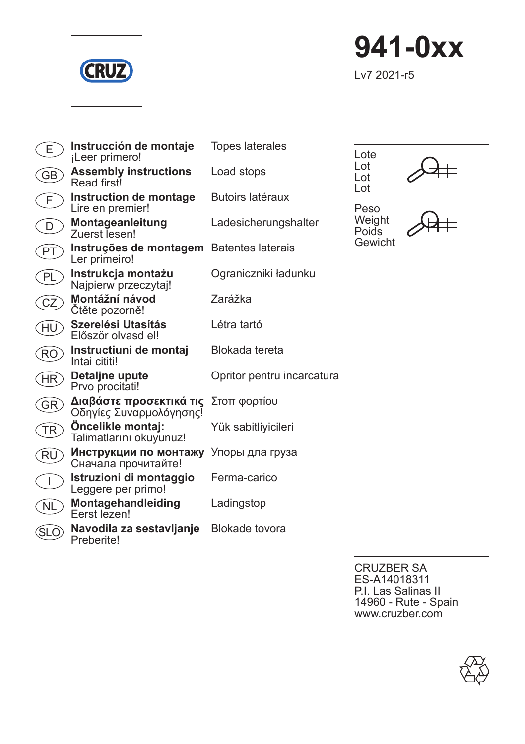CRUZ

# 941-0xx

Lv7 2021-r5

| | | |
|---|---|---|
| E | **Instrucción de montaje**<br>¡Leer primero! | Topes laterales |
| GB | **Assembly instructions**<br>Read first! | Load stops |
| F | **Instruction de montage**<br>Lire en premier! | Butoirs latéraux |
| D | **Montageanleitung**<br>Zuerst lesen! | Ladesicherungshalter |
| PT | **Instruções de montagem**<br>Ler primeiro! | Batentes laterais |
| PL | **Instrukcja montażu**<br>Najpierw przeczytaj! | Ograniczniki ładunku |
| CZ | **Montážní návod**<br>Čtěte pozorně! | Zarážka |
| HU | **Szerelési Utasítás**<br>Először olvasd el! | Létra tartó |
| RO | **Instructiuni de montaj**<br>Intai cititi! | Blokada tereta |
| HR | **Detaljne upute**<br>Prvo procitati! | Opritor pentru incarcatura |
| GR | **Διαβάστε προσεκτικά τις**<br>Οδηγίες Συναρμολόγησης! | Στοπ φορτίου |
| TR | **Öncelikle montaj:**<br>Talimatlarını okuyunuz! | Yük sabitliyicileri |
| RU | **Инструкции по монтажу**<br>Сначала прочитайте! | Упоры дла груза |
| I | **Istruzioni di montaggio**<br>Leggere per primo! | Ferma-carico |
| NL | **Montagehandleiding**<br>Eerst lezen! | Ladingstop |
| SLO | **Navodila za sestavljanje**<br>Preberite! | Blokade tovora |

Lote
Lot
Lot
Lot

Peso
Weight
Poids
Gewicht

CRUZBER SA
ES-A14018311
P.I. Las Salinas II
14960 - Rute - Spain
www.cruzber.com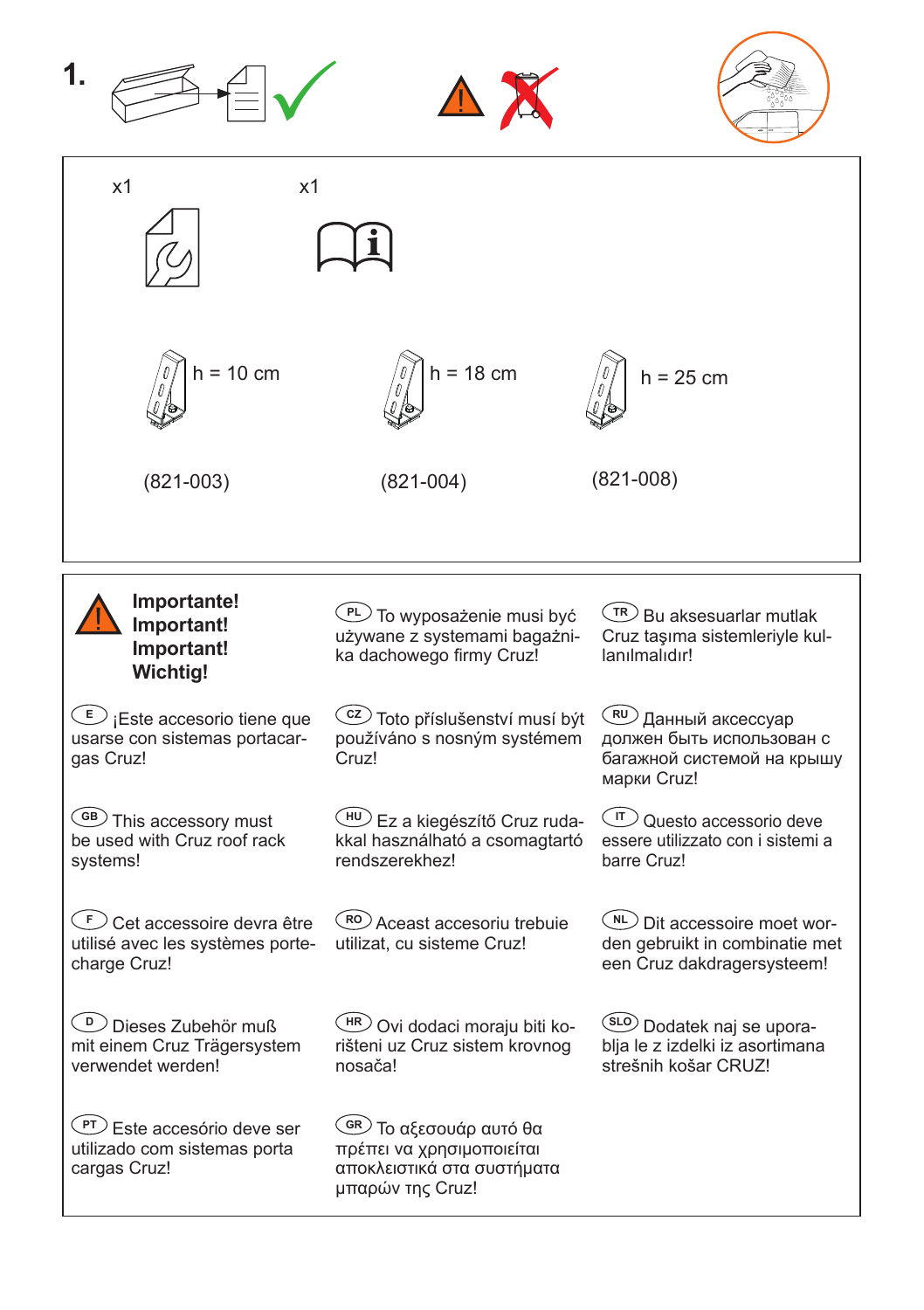1.

x1

x1

h = 10 cm

(821-003)

h = 18 cm

(821-004)

h = 25 cm

(821-008)

**Importante!**
**Important!**
**Important!**
**Wichtig!**

(E) ¡Este accesorio tiene que usarse con sistemas portacargas Cruz!

(GB) This accessory must be used with Cruz roof rack systems!

(F) Cet accessoire devra être utilisé avec les systèmes porte-charge Cruz!

(D) Dieses Zubehör muß mit einem Cruz Trägersystem verwendet werden!

(PT) Este accesório deve ser utilizado com sistemas porta cargas Cruz!

(PL) To wyposażenie musi być używane z systemami bagażnika dachowego firmy Cruz!

(CZ) Toto příslušenství musí být používáno s nosným systémem Cruz!

(HU) Ez a kiegészítő Cruz rudakkal használható a csomagtartó rendszerekhez!

(RO) Aceast accesoriu trebuie utilizat, cu sisteme Cruz!

(HR) Ovi dodaci moraju biti korišteni uz Cruz sistem krovnog nosača!

(GR) Το αξεσουάρ αυτό θα πρέπει να χρησιμοποιείται αποκλειστικά στα συστήματα μπαρών της Cruz!

(TR) Bu aksesuarlar mutlak Cruz taşıma sistemleriyle kullanılmalıdır!

(RU) Данный аксессуар должен быть использован с багажной системой на крышу марки Cruz!

(IT) Questo accessorio deve essere utilizzato con i sistemi a barre Cruz!

(NL) Dit accessoire moet worden gebruikt in combinatie met een Cruz dakdragersysteem!

(SLO) Dodatek naj se uporablja le z izdelki iz asortimana strešnih košar CRUZ!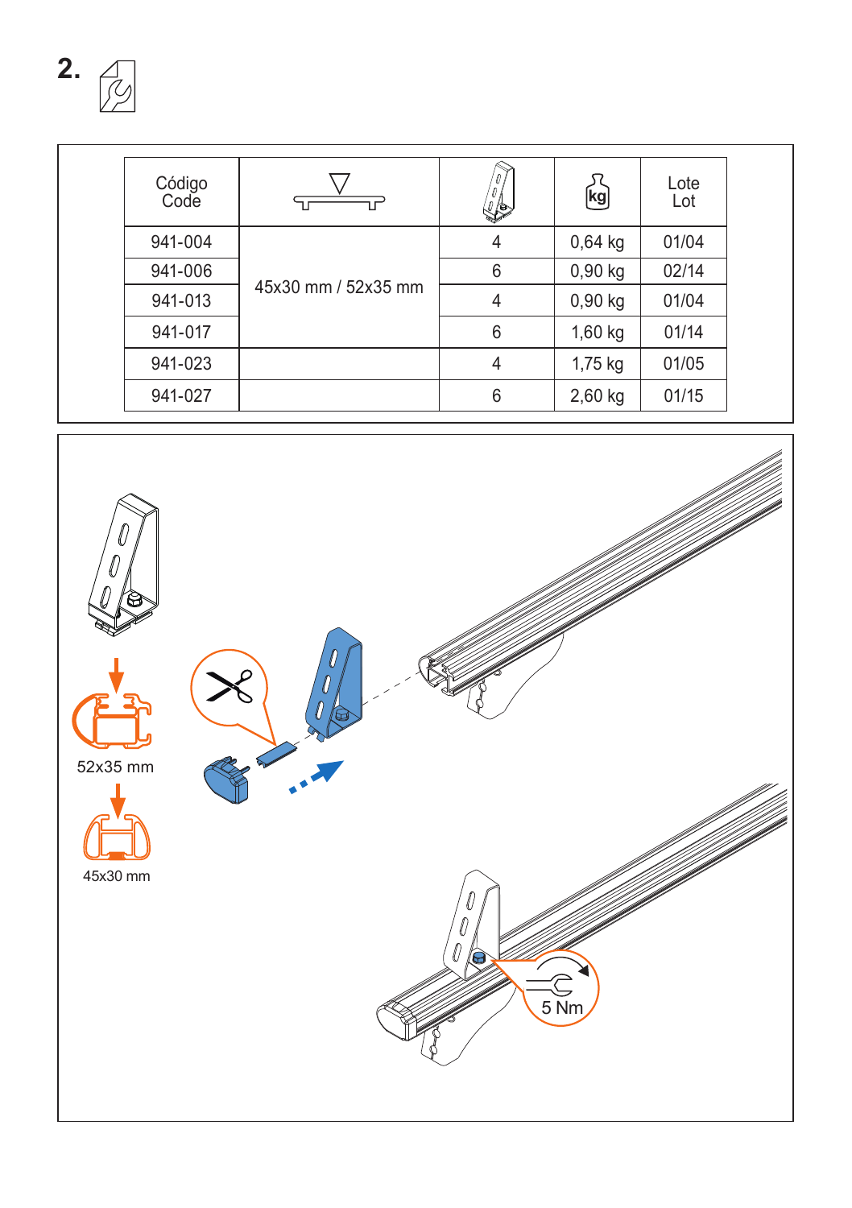**2.**

| Código Code | | | | Lote Lot |
|---|---|---|---|---|
| 941-004 | 45x30 mm / 52x35 mm | 4 | 0,64 kg | 01/04 |
| 941-006 | | 6 | 0,90 kg | 02/14 |
| 941-013 | | 4 | 0,90 kg | 01/04 |
| 941-017 | | 6 | 1,60 kg | 01/14 |
| 941-023 | | 4 | 1,75 kg | 01/05 |
| 941-027 | | 6 | 2,60 kg | 01/15 |

52x35 mm

45x30 mm

5 Nm